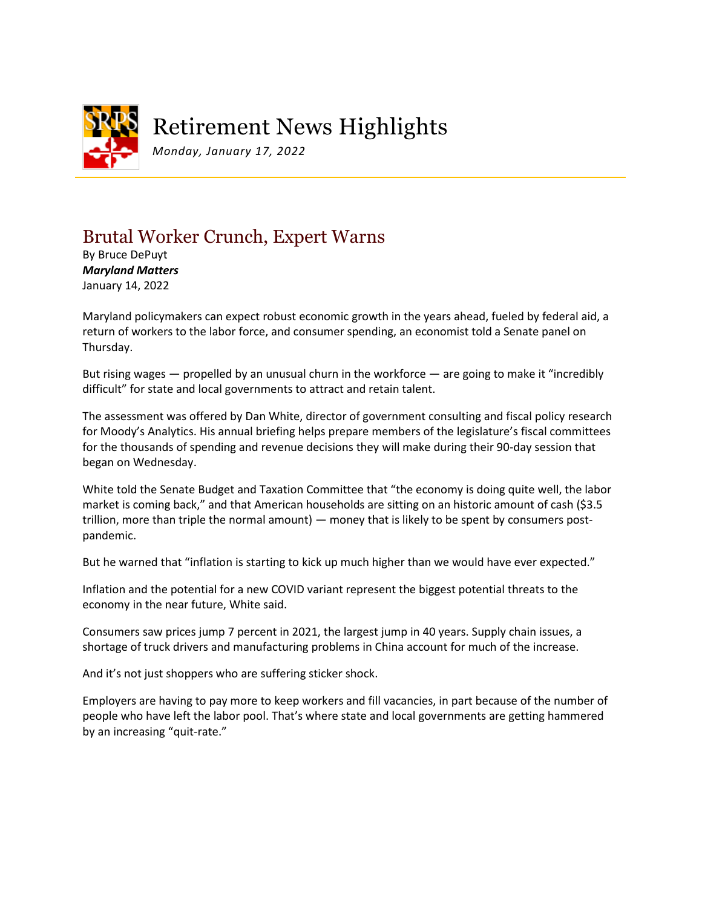# Retirement News Highlights

*Monday, January 17, 2022*

## Brutal Worker Crunch, Expert Warns

By Bruce DePuyt
***Maryland Matters***
January 14, 2022

Maryland policymakers can expect robust economic growth in the years ahead, fueled by federal aid, a return of workers to the labor force, and consumer spending, an economist told a Senate panel on Thursday.

But rising wages — propelled by an unusual churn in the workforce — are going to make it "incredibly difficult" for state and local governments to attract and retain talent.

The assessment was offered by Dan White, director of government consulting and fiscal policy research for Moody's Analytics. His annual briefing helps prepare members of the legislature's fiscal committees for the thousands of spending and revenue decisions they will make during their 90-day session that began on Wednesday.

White told the Senate Budget and Taxation Committee that "the economy is doing quite well, the labor market is coming back," and that American households are sitting on an historic amount of cash ($3.5 trillion, more than triple the normal amount) — money that is likely to be spent by consumers post-pandemic.

But he warned that "inflation is starting to kick up much higher than we would have ever expected."

Inflation and the potential for a new COVID variant represent the biggest potential threats to the economy in the near future, White said.

Consumers saw prices jump 7 percent in 2021, the largest jump in 40 years. Supply chain issues, a shortage of truck drivers and manufacturing problems in China account for much of the increase.

And it's not just shoppers who are suffering sticker shock.

Employers are having to pay more to keep workers and fill vacancies, in part because of the number of people who have left the labor pool. That's where state and local governments are getting hammered by an increasing "quit-rate."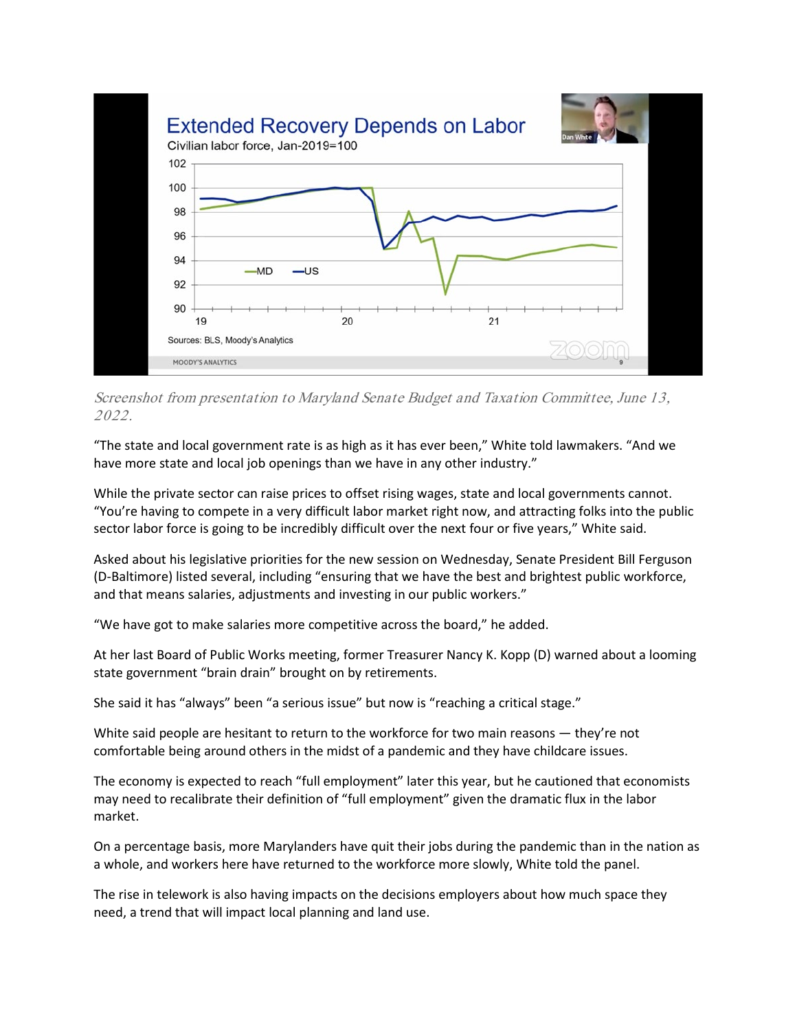*Screenshot from presentation to Maryland Senate Budget and Taxation Committee, June 13, 2022.*

"The state and local government rate is as high as it has ever been," White told lawmakers. "And we have more state and local job openings than we have in any other industry."

While the private sector can raise prices to offset rising wages, state and local governments cannot. "You're having to compete in a very difficult labor market right now, and attracting folks into the public sector labor force is going to be incredibly difficult over the next four or five years," White said.

Asked about his legislative priorities for the new session on Wednesday, Senate President Bill Ferguson (D-Baltimore) listed several, including "ensuring that we have the best and brightest public workforce, and that means salaries, adjustments and investing in our public workers."

"We have got to make salaries more competitive across the board," he added.

At her last Board of Public Works meeting, former Treasurer Nancy K. Kopp (D) warned about a looming state government "brain drain" brought on by retirements.

She said it has "always" been "a serious issue" but now is "reaching a critical stage."

White said people are hesitant to return to the workforce for two main reasons — they're not comfortable being around others in the midst of a pandemic and they have childcare issues.

The economy is expected to reach "full employment" later this year, but he cautioned that economists may need to recalibrate their definition of "full employment" given the dramatic flux in the labor market.

On a percentage basis, more Marylanders have quit their jobs during the pandemic than in the nation as a whole, and workers here have returned to the workforce more slowly, White told the panel.

The rise in telework is also having impacts on the decisions employers about how much space they need, a trend that will impact local planning and land use.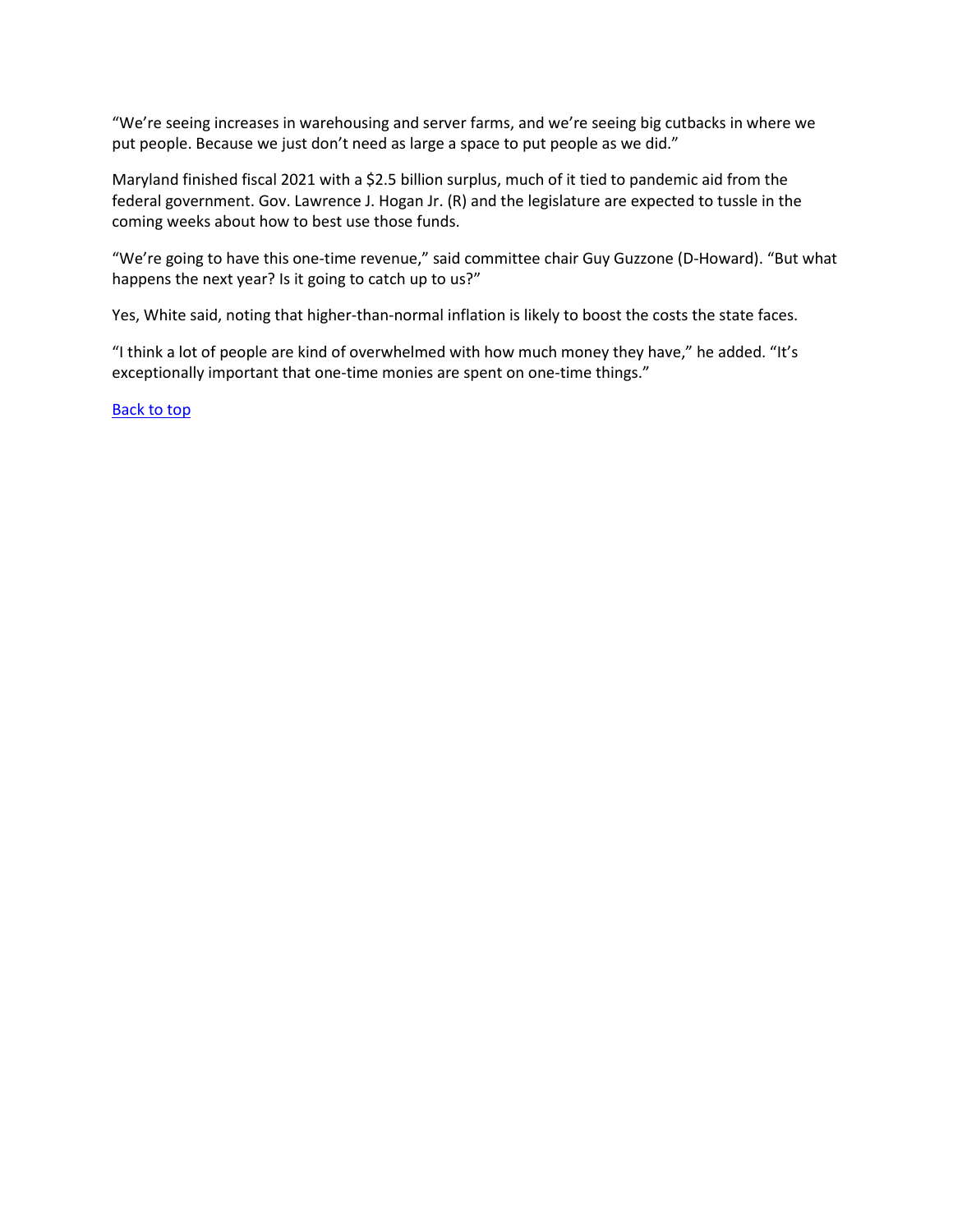“We’re seeing increases in warehousing and server farms, and we’re seeing big cutbacks in where we put people. Because we just don’t need as large a space to put people as we did.”

Maryland finished fiscal 2021 with a $2.5 billion surplus, much of it tied to pandemic aid from the federal government. Gov. Lawrence J. Hogan Jr. (R) and the legislature are expected to tussle in the coming weeks about how to best use those funds.

“We’re going to have this one-time revenue,” said committee chair Guy Guzzone (D-Howard). “But what happens the next year? Is it going to catch up to us?”

Yes, White said, noting that higher-than-normal inflation is likely to boost the costs the state faces.

“I think a lot of people are kind of overwhelmed with how much money they have,” he added. “It’s exceptionally important that one-time monies are spent on one-time things.”

Back to top